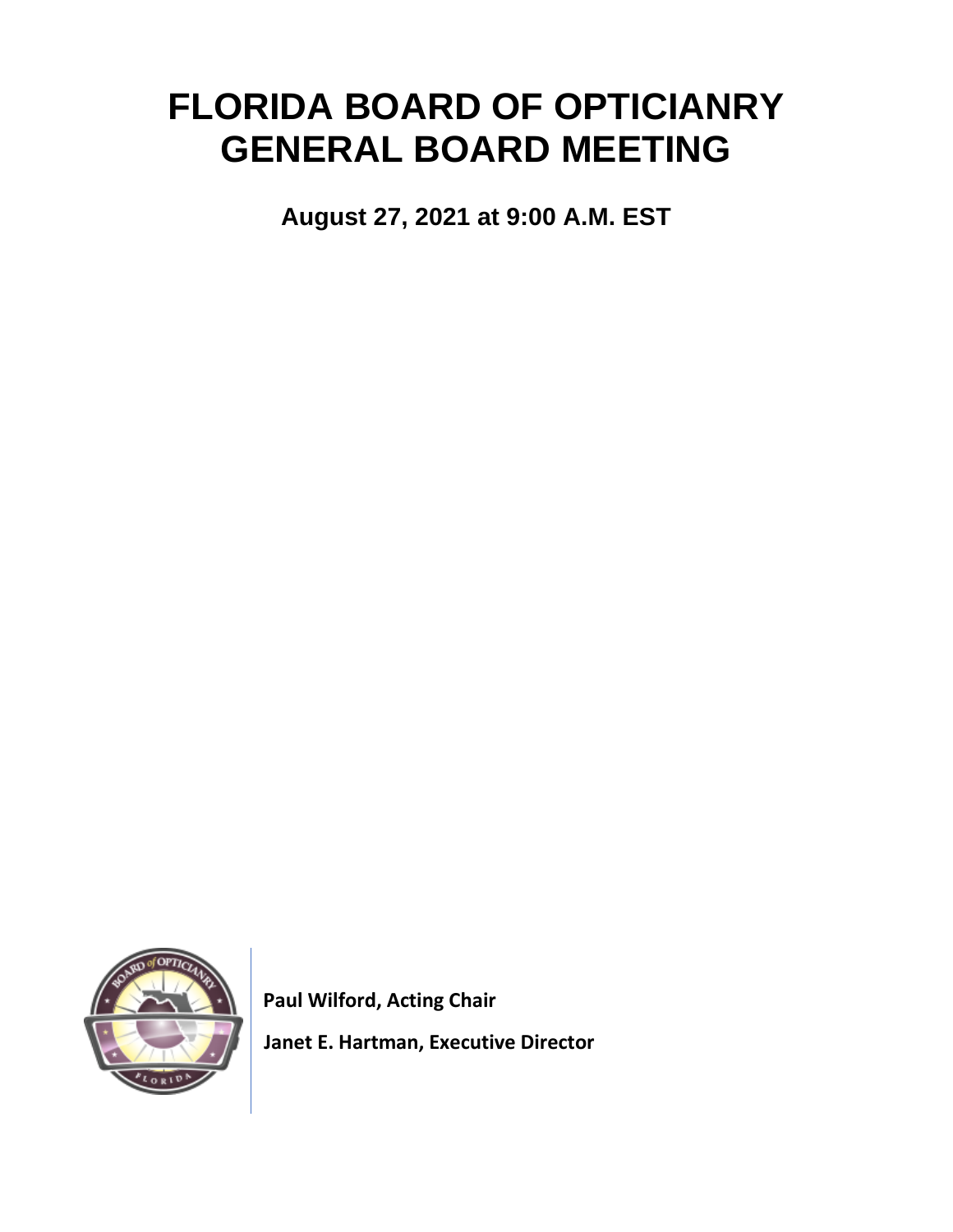# FLORIDA BOARD OF OPTICIANRY
# GENERAL BOARD MEETING

**August 27, 2021 at 9:00 A.M. EST**

**Paul Wilford, Acting Chair**

**Janet E. Hartman, Executive Director**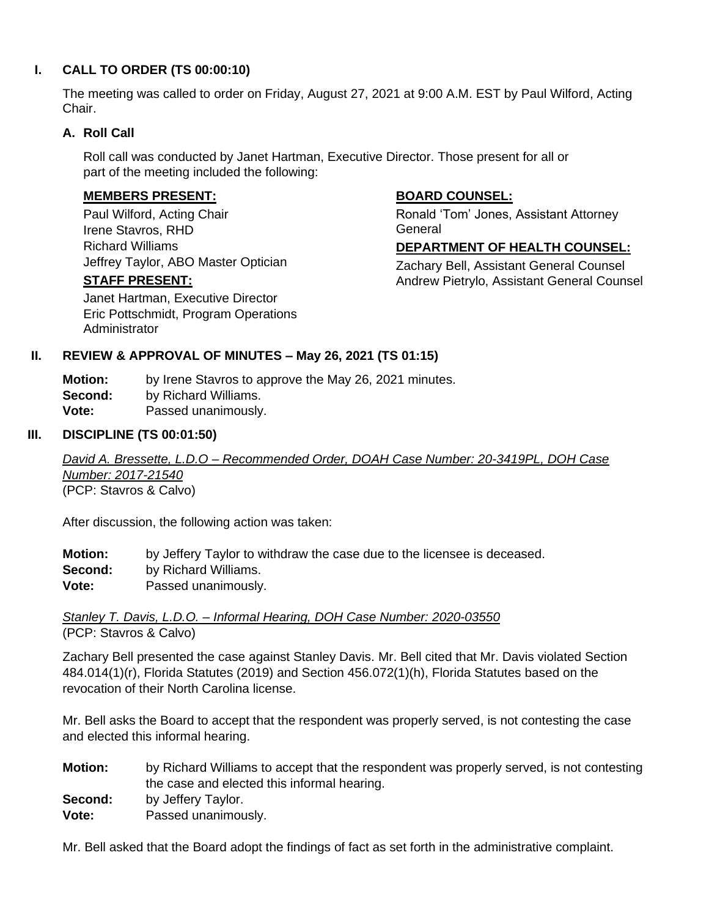## I. CALL TO ORDER (TS 00:00:10)

The meeting was called to order on Friday, August 27, 2021 at 9:00 A.M. EST by Paul Wilford, Acting Chair.

### A. Roll Call

Roll call was conducted by Janet Hartman, Executive Director. Those present for all or part of the meeting included the following:

**MEMBERS PRESENT:**

Paul Wilford, Acting Chair
Irene Stavros, RHD
Richard Williams
Jeffrey Taylor, ABO Master Optician

**STAFF PRESENT:**

Janet Hartman, Executive Director
Eric Pottschmidt, Program Operations Administrator

**BOARD COUNSEL:**

Ronald 'Tom' Jones, Assistant Attorney General

**DEPARTMENT OF HEALTH COUNSEL:**

Zachary Bell, Assistant General Counsel
Andrew Pietrylo, Assistant General Counsel

## II. REVIEW & APPROVAL OF MINUTES – May 26, 2021 (TS 01:15)

**Motion:** by Irene Stavros to approve the May 26, 2021 minutes.
**Second:** by Richard Williams.
**Vote:** Passed unanimously.

## III. DISCIPLINE (TS 00:01:50)

*David A. Bressette, L.D.O – Recommended Order, DOAH Case Number: 20-3419PL, DOH Case Number: 2017-21540*
(PCP: Stavros & Calvo)

After discussion, the following action was taken:

**Motion:** by Jeffery Taylor to withdraw the case due to the licensee is deceased.
**Second:** by Richard Williams.
**Vote:** Passed unanimously.

*Stanley T. Davis, L.D.O. – Informal Hearing, DOH Case Number: 2020-03550*
(PCP: Stavros & Calvo)

Zachary Bell presented the case against Stanley Davis. Mr. Bell cited that Mr. Davis violated Section 484.014(1)(r), Florida Statutes (2019) and Section 456.072(1)(h), Florida Statutes based on the revocation of their North Carolina license.

Mr. Bell asks the Board to accept that the respondent was properly served, is not contesting the case and elected this informal hearing.

**Motion:** by Richard Williams to accept that the respondent was properly served, is not contesting the case and elected this informal hearing.
**Second:** by Jeffery Taylor.
**Vote:** Passed unanimously.

Mr. Bell asked that the Board adopt the findings of fact as set forth in the administrative complaint.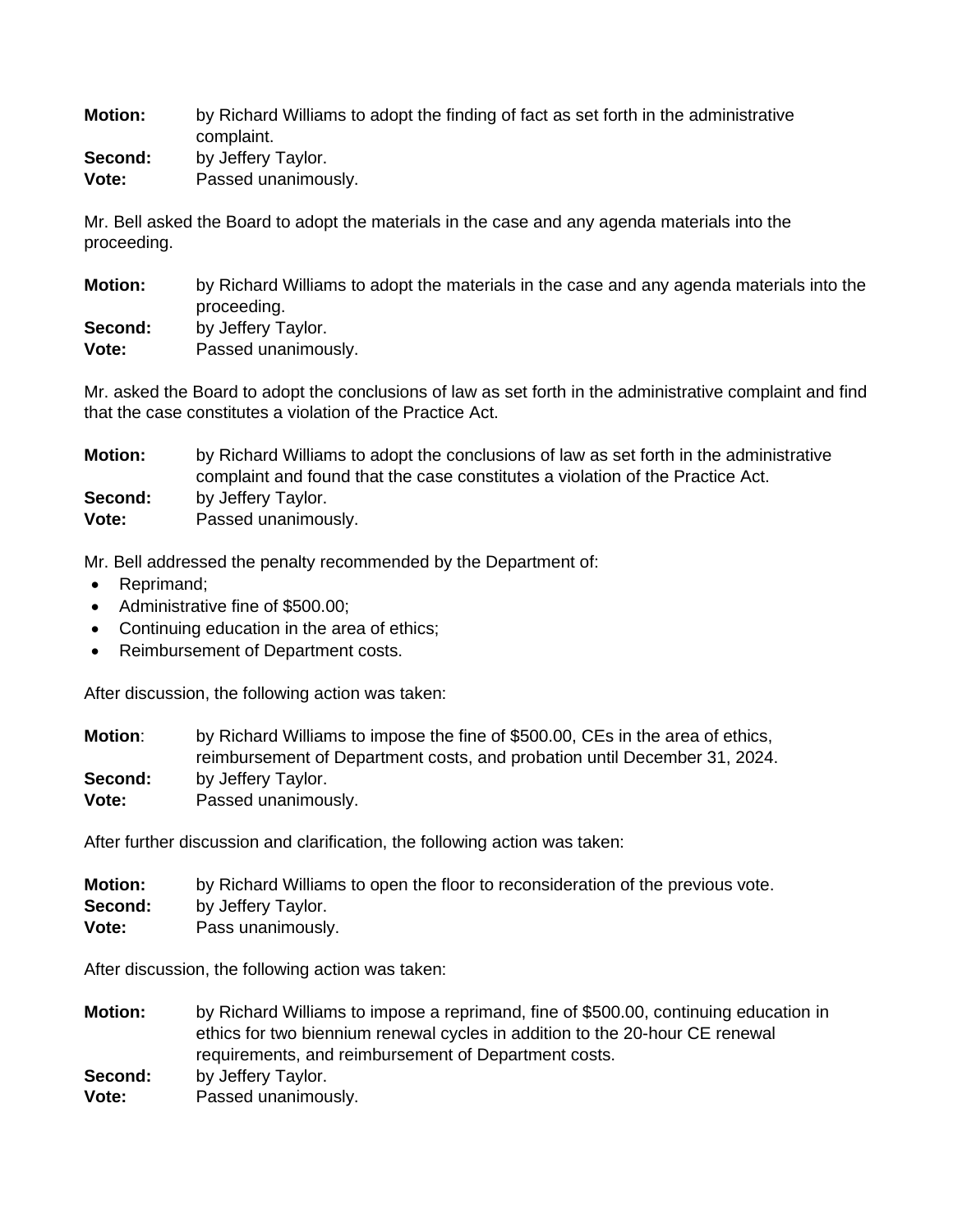**Motion:** by Richard Williams to adopt the finding of fact as set forth in the administrative complaint.
**Second:** by Jeffery Taylor.
**Vote:** Passed unanimously.

Mr. Bell asked the Board to adopt the materials in the case and any agenda materials into the proceeding.

**Motion:** by Richard Williams to adopt the materials in the case and any agenda materials into the proceeding.
**Second:** by Jeffery Taylor.
**Vote:** Passed unanimously.

Mr. asked the Board to adopt the conclusions of law as set forth in the administrative complaint and find that the case constitutes a violation of the Practice Act.

**Motion:** by Richard Williams to adopt the conclusions of law as set forth in the administrative complaint and found that the case constitutes a violation of the Practice Act.
**Second:** by Jeffery Taylor.
**Vote:** Passed unanimously.

Mr. Bell addressed the penalty recommended by the Department of:

- Reprimand;
- Administrative fine of $500.00;
- Continuing education in the area of ethics;
- Reimbursement of Department costs.

After discussion, the following action was taken:

**Motion**: by Richard Williams to impose the fine of $500.00, CEs in the area of ethics, reimbursement of Department costs, and probation until December 31, 2024.
**Second:** by Jeffery Taylor.
**Vote:** Passed unanimously.

After further discussion and clarification, the following action was taken:

**Motion:** by Richard Williams to open the floor to reconsideration of the previous vote.
**Second:** by Jeffery Taylor.
**Vote:** Pass unanimously.

After discussion, the following action was taken:

**Motion:** by Richard Williams to impose a reprimand, fine of $500.00, continuing education in ethics for two biennium renewal cycles in addition to the 20-hour CE renewal requirements, and reimbursement of Department costs.
**Second:** by Jeffery Taylor.
**Vote:** Passed unanimously.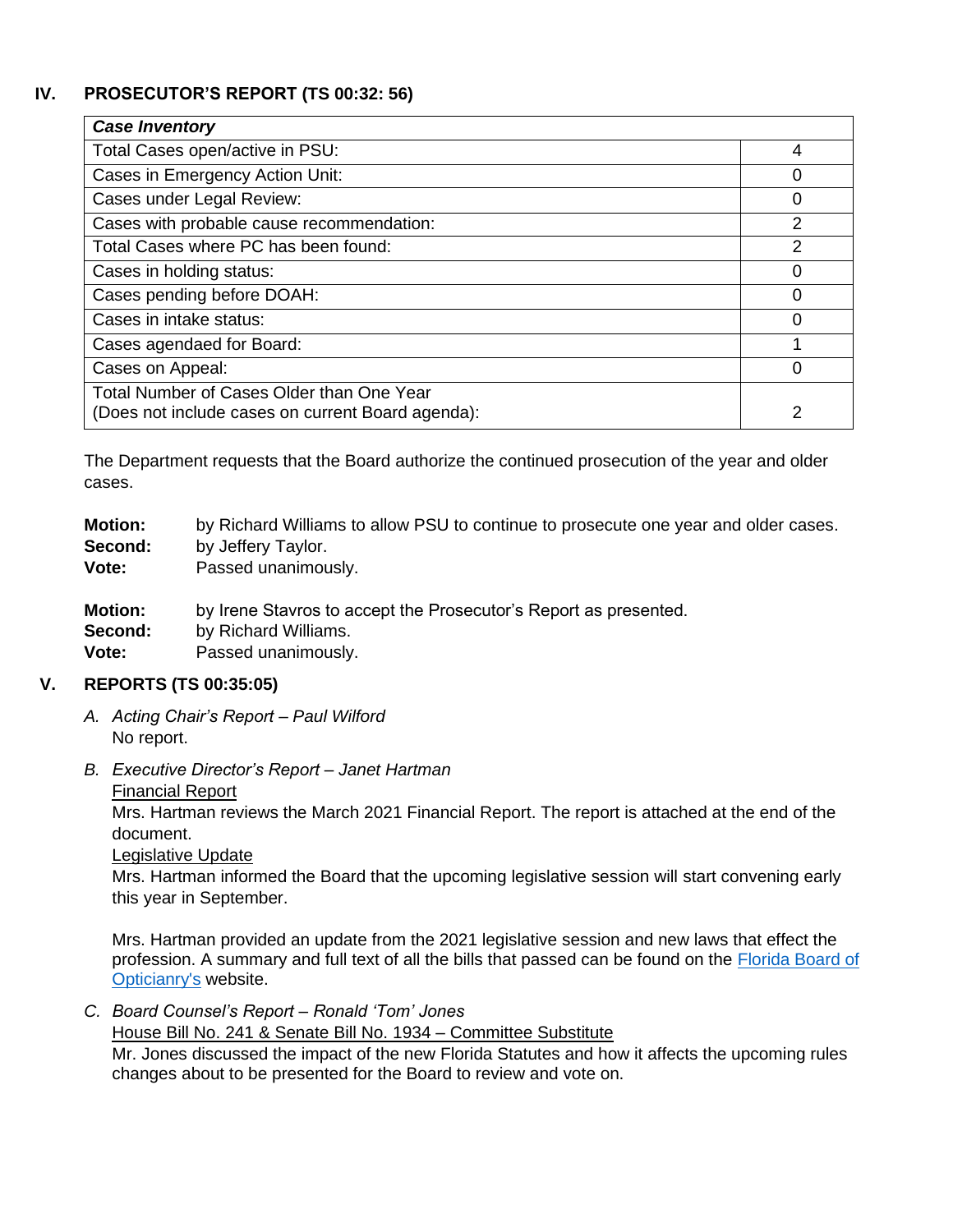## IV. PROSECUTOR'S REPORT (TS 00:32: 56)

| ***Case Inventory*** | |
|---|---|
| Total Cases open/active in PSU: | 4 |
| Cases in Emergency Action Unit: | 0 |
| Cases under Legal Review: | 0 |
| Cases with probable cause recommendation: | 2 |
| Total Cases where PC has been found: | 2 |
| Cases in holding status: | 0 |
| Cases pending before DOAH: | 0 |
| Cases in intake status: | 0 |
| Cases agendaed for Board: | 1 |
| Cases on Appeal: | 0 |
| Total Number of Cases Older than One Year (Does not include cases on current Board agenda): | 2 |

The Department requests that the Board authorize the continued prosecution of the year and older cases.

**Motion:** by Richard Williams to allow PSU to continue to prosecute one year and older cases.
**Second:** by Jeffery Taylor.
**Vote:** Passed unanimously.

**Motion:** by Irene Stavros to accept the Prosecutor's Report as presented.
**Second:** by Richard Williams.
**Vote:** Passed unanimously.

## V. REPORTS (TS 00:35:05)

*A. Acting Chair's Report – Paul Wilford*
No report.

*B. Executive Director's Report – Janet Hartman*
Financial Report
Mrs. Hartman reviews the March 2021 Financial Report. The report is attached at the end of the document.
Legislative Update
Mrs. Hartman informed the Board that the upcoming legislative session will start convening early this year in September.

Mrs. Hartman provided an update from the 2021 legislative session and new laws that effect the profession. A summary and full text of all the bills that passed can be found on the Florida Board of Opticianry's website.

*C. Board Counsel's Report – Ronald 'Tom' Jones*
House Bill No. 241 & Senate Bill No. 1934 – Committee Substitute
Mr. Jones discussed the impact of the new Florida Statutes and how it affects the upcoming rules changes about to be presented for the Board to review and vote on.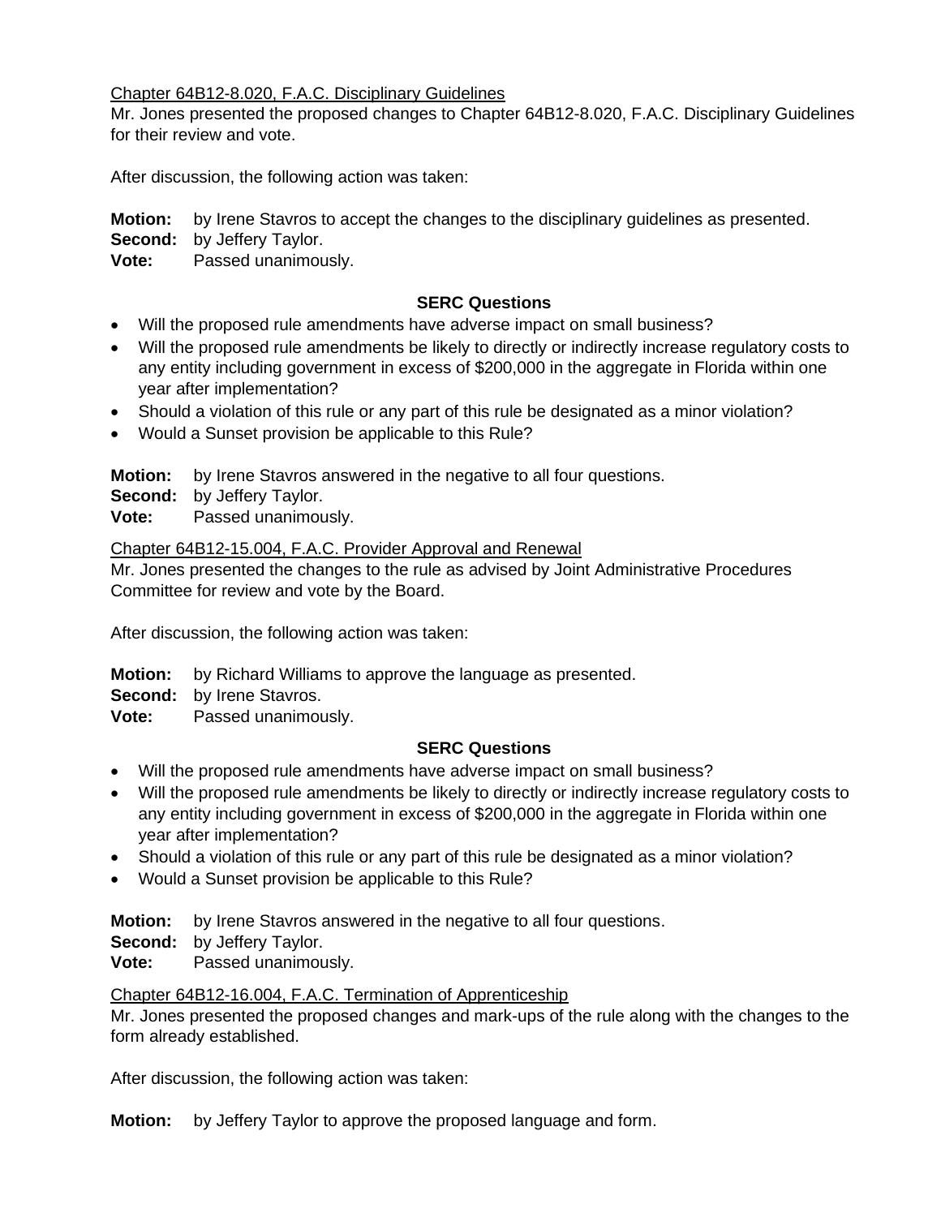Chapter 64B12-8.020, F.A.C. Disciplinary Guidelines

Mr. Jones presented the proposed changes to Chapter 64B12-8.020, F.A.C. Disciplinary Guidelines for their review and vote.

After discussion, the following action was taken:

**Motion:** by Irene Stavros to accept the changes to the disciplinary guidelines as presented.
**Second:** by Jeffery Taylor.
**Vote:** Passed unanimously.

**SERC Questions**

- Will the proposed rule amendments have adverse impact on small business?
- Will the proposed rule amendments be likely to directly or indirectly increase regulatory costs to any entity including government in excess of $200,000 in the aggregate in Florida within one year after implementation?
- Should a violation of this rule or any part of this rule be designated as a minor violation?
- Would a Sunset provision be applicable to this Rule?

**Motion:** by Irene Stavros answered in the negative to all four questions.
**Second:** by Jeffery Taylor.
**Vote:** Passed unanimously.

Chapter 64B12-15.004, F.A.C. Provider Approval and Renewal

Mr. Jones presented the changes to the rule as advised by Joint Administrative Procedures Committee for review and vote by the Board.

After discussion, the following action was taken:

**Motion:** by Richard Williams to approve the language as presented.
**Second:** by Irene Stavros.
**Vote:** Passed unanimously.

**SERC Questions**

- Will the proposed rule amendments have adverse impact on small business?
- Will the proposed rule amendments be likely to directly or indirectly increase regulatory costs to any entity including government in excess of $200,000 in the aggregate in Florida within one year after implementation?
- Should a violation of this rule or any part of this rule be designated as a minor violation?
- Would a Sunset provision be applicable to this Rule?

**Motion:** by Irene Stavros answered in the negative to all four questions.
**Second:** by Jeffery Taylor.
**Vote:** Passed unanimously.

Chapter 64B12-16.004, F.A.C. Termination of Apprenticeship

Mr. Jones presented the proposed changes and mark-ups of the rule along with the changes to the form already established.

After discussion, the following action was taken:

**Motion:** by Jeffery Taylor to approve the proposed language and form.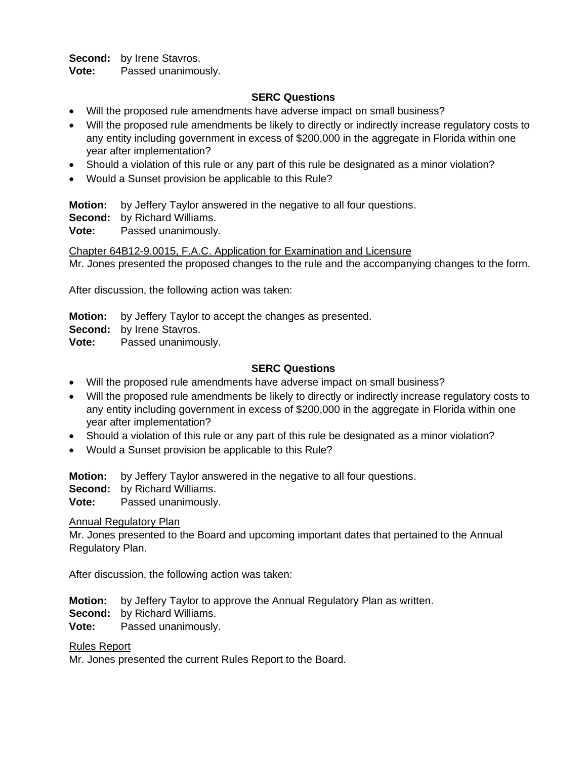**Second:** by Irene Stavros.
**Vote:** Passed unanimously.

**SERC Questions**

- Will the proposed rule amendments have adverse impact on small business?
- Will the proposed rule amendments be likely to directly or indirectly increase regulatory costs to any entity including government in excess of $200,000 in the aggregate in Florida within one year after implementation?
- Should a violation of this rule or any part of this rule be designated as a minor violation?
- Would a Sunset provision be applicable to this Rule?

**Motion:** by Jeffery Taylor answered in the negative to all four questions.
**Second:** by Richard Williams.
**Vote:** Passed unanimously.

<u>Chapter 64B12-9.0015, F.A.C. Application for Examination and Licensure</u>
Mr. Jones presented the proposed changes to the rule and the accompanying changes to the form.

After discussion, the following action was taken:

**Motion:** by Jeffery Taylor to accept the changes as presented.
**Second:** by Irene Stavros.
**Vote:** Passed unanimously.

**SERC Questions**

- Will the proposed rule amendments have adverse impact on small business?
- Will the proposed rule amendments be likely to directly or indirectly increase regulatory costs to any entity including government in excess of $200,000 in the aggregate in Florida within one year after implementation?
- Should a violation of this rule or any part of this rule be designated as a minor violation?
- Would a Sunset provision be applicable to this Rule?

**Motion:** by Jeffery Taylor answered in the negative to all four questions.
**Second:** by Richard Williams.
**Vote:** Passed unanimously.

<u>Annual Regulatory Plan</u>
Mr. Jones presented to the Board and upcoming important dates that pertained to the Annual Regulatory Plan.

After discussion, the following action was taken:

**Motion:** by Jeffery Taylor to approve the Annual Regulatory Plan as written.
**Second:** by Richard Williams.
**Vote:** Passed unanimously.

<u>Rules Report</u>
Mr. Jones presented the current Rules Report to the Board.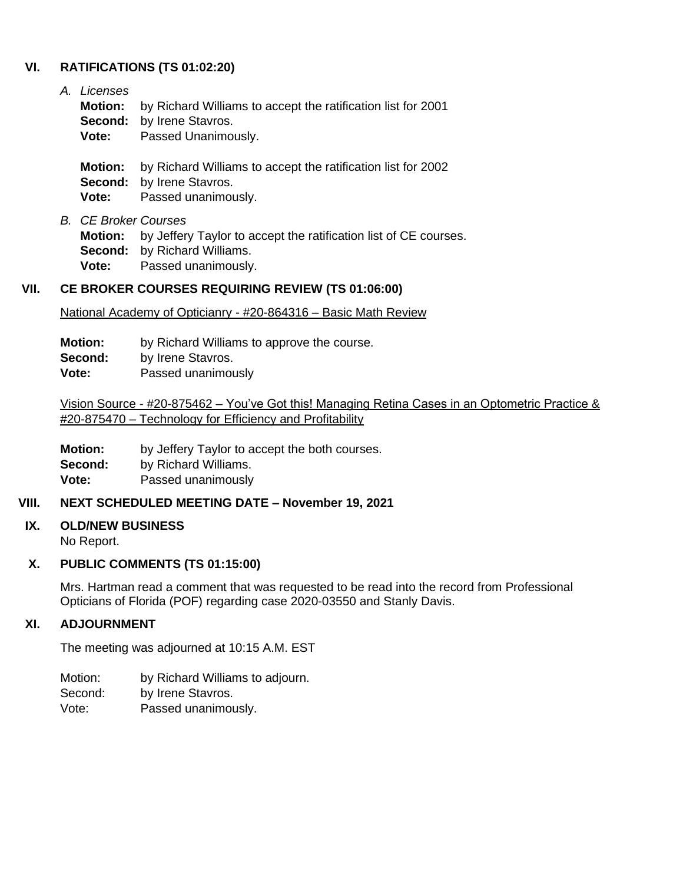## VI. RATIFICATIONS (TS 01:02:20)

*A. Licenses*

**Motion:** by Richard Williams to accept the ratification list for 2001
**Second:** by Irene Stavros.
**Vote:** Passed Unanimously.

**Motion:** by Richard Williams to accept the ratification list for 2002
**Second:** by Irene Stavros.
**Vote:** Passed unanimously.

*B. CE Broker Courses*

**Motion:** by Jeffery Taylor to accept the ratification list of CE courses.
**Second:** by Richard Williams.
**Vote:** Passed unanimously.

## VII. CE BROKER COURSES REQUIRING REVIEW (TS 01:06:00)

National Academy of Opticianry - #20-864316 – Basic Math Review

**Motion:** by Richard Williams to approve the course.
**Second:** by Irene Stavros.
**Vote:** Passed unanimously

Vision Source - #20-875462 – You've Got this! Managing Retina Cases in an Optometric Practice & #20-875470 – Technology for Efficiency and Profitability

**Motion:** by Jeffery Taylor to accept the both courses.
**Second:** by Richard Williams.
**Vote:** Passed unanimously

## VIII. NEXT SCHEDULED MEETING DATE – November 19, 2021

## IX. OLD/NEW BUSINESS

No Report.

## X. PUBLIC COMMENTS (TS 01:15:00)

Mrs. Hartman read a comment that was requested to be read into the record from Professional Opticians of Florida (POF) regarding case 2020-03550 and Stanly Davis.

## XI. ADJOURNMENT

The meeting was adjourned at 10:15 A.M. EST

Motion: by Richard Williams to adjourn.
Second: by Irene Stavros.
Vote: Passed unanimously.